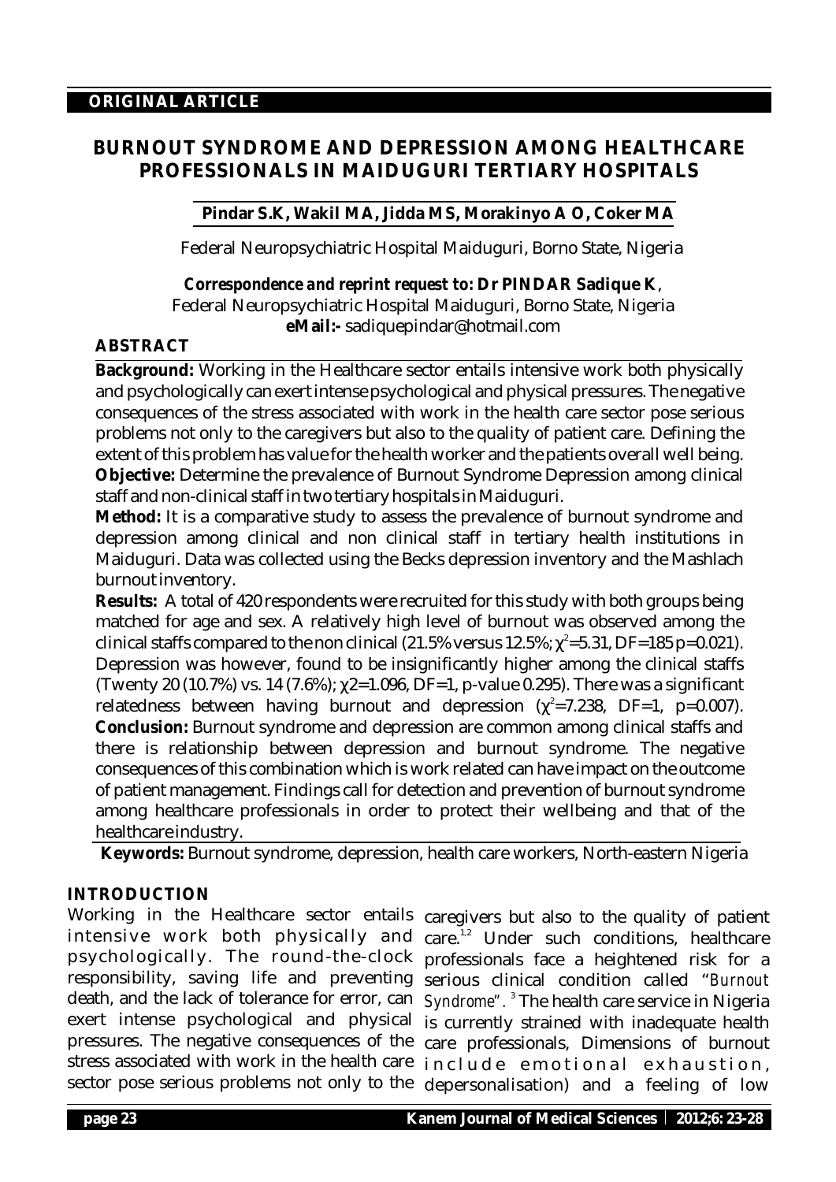**ORIGINAL ARTICLE**

# BURNOUT SYNDROME AND DEPRESSION AMONG HEALTHCARE PROFESSIONALS IN MAIDUGURI TERTIARY HOSPITALS

**Pindar S.K, Wakil MA, Jidda MS, Morakinyo A O, Coker MA**

Federal Neuropsychiatric Hospital Maiduguri, Borno State, Nigeria

***Correspondence and reprint request to: Dr PINDAR Sadique K***,
Federal Neuropsychiatric Hospital Maiduguri, Borno State, Nigeria
**eMail:-** sadiquepindar@hotmail.com

## ABSTRACT

**Background:** Working in the Healthcare sector entails intensive work both physically and psychologically can exert intense psychological and physical pressures. The negative consequences of the stress associated with work in the health care sector pose serious problems not only to the caregivers but also to the quality of patient care. Defining the extent of this problem has value for the health worker and the patients overall well being.
**Objective:** Determine the prevalence of Burnout Syndrome Depression among clinical staff and non-clinical staff in two tertiary hospitals in Maiduguri.
**Method:** It is a comparative study to assess the prevalence of burnout syndrome and depression among clinical and non clinical staff in tertiary health institutions in Maiduguri. Data was collected using the Becks depression inventory and the Mashlach burnout inventory.
**Results:** A total of 420 respondents were recruited for this study with both groups being matched for age and sex. A relatively high level of burnout was observed among the clinical staffs compared to the non clinical (21.5% versus 12.5%; $\chi^2$=5.31, DF=185 p=0.021). Depression was however, found to be insignificantly higher among the clinical staffs (Twenty 20 (10.7%) vs. 14 (7.6%); $\chi 2$=1.096, DF=1, p-value 0.295). There was a significant relatedness between having burnout and depression ($\chi^2$=7.238, DF=1, p=0.007).
**Conclusion:** Burnout syndrome and depression are common among clinical staffs and there is relationship between depression and burnout syndrome. The negative consequences of this combination which is work related can have impact on the outcome of patient management. Findings call for detection and prevention of burnout syndrome among healthcare professionals in order to protect their wellbeing and that of the healthcare industry.

**Keywords:** Burnout syndrome, depression, health care workers, North-eastern Nigeria

## INTRODUCTION

Working in the Healthcare sector entails intensive work both physically and psychologically. The round-the-clock responsibility, saving life and preventing death, and the lack of tolerance for error, can exert intense psychological and physical pressures. The negative consequences of the stress associated with work in the health care sector pose serious problems not only to the caregivers but also to the quality of patient care.[1,2] Under such conditions, healthcare professionals face a heightened risk for a serious clinical condition called "*Burnout Syndrome*".[3] The health care service in Nigeria is currently strained with inadequate health care professionals, Dimensions of burnout include emotional exhaustion, depersonalisation) and a feeling of low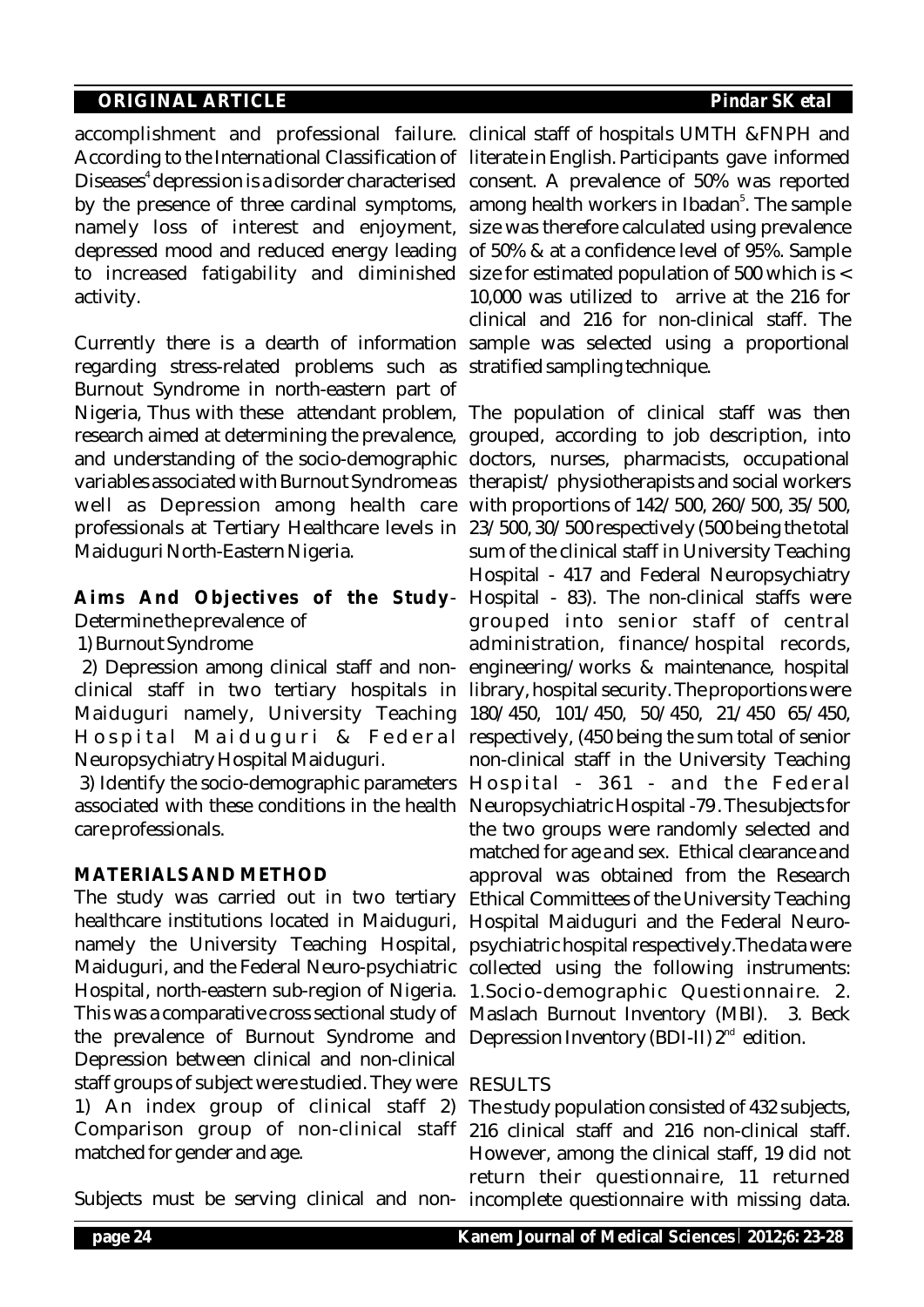accomplishment and professional failure. According to the International Classification of Diseases[4] depression is a disorder characterised by the presence of three cardinal symptoms, namely loss of interest and enjoyment, depressed mood and reduced energy leading to increased fatigability and diminished activity.

Currently there is a dearth of information regarding stress-related problems such as Burnout Syndrome in north-eastern part of Nigeria, Thus with these attendant problem, research aimed at determining the prevalence, and understanding of the socio-demographic variables associated with Burnout Syndrome as well as Depression among health care professionals at Tertiary Healthcare levels in Maiduguri North-Eastern Nigeria.

**Aims And Objectives of the Study**- Determine the prevalence of

1) Burnout Syndrome

2) Depression among clinical staff and non-clinical staff in two tertiary hospitals in Maiduguri namely, University Teaching Hospital Maiduguri & Federal Neuropsychiatry Hospital Maiduguri.

3) Identify the socio-demographic parameters associated with these conditions in the health care professionals.

## MATERIALS AND METHOD

The study was carried out in two tertiary healthcare institutions located in Maiduguri, namely the University Teaching Hospital, Maiduguri, and the Federal Neuro-psychiatric Hospital, north-eastern sub-region of Nigeria. This was a comparative cross sectional study of the prevalence of Burnout Syndrome and Depression between clinical and non-clinical staff groups of subject were studied. They were 1) An index group of clinical staff 2) Comparison group of non-clinical staff matched for gender and age.

Subjects must be serving clinical and non-clinical staff of hospitals UMTH &FNPH and literate in English. Participants gave informed consent. A prevalence of 50% was reported among health workers in Ibadan[5]. The sample size was therefore calculated using prevalence of 50% & at a confidence level of 95%. Sample size for estimated population of 500 which is < 10,000 was utilized to arrive at the 216 for clinical and 216 for non-clinical staff. The sample was selected using a proportional stratified sampling technique.

The population of clinical staff was then grouped, according to job description, into doctors, nurses, pharmacists, occupational therapist/ physiotherapists and social workers with proportions of 142/500, 260/500, 35/500, 23/500, 30/500 respectively (500 being the total sum of the clinical staff in University Teaching Hospital - 417 and Federal Neuropsychiatry Hospital - 83). The non-clinical staffs were grouped into senior staff of central administration, finance/hospital records, engineering/works & maintenance, hospital library, hospital security. The proportions were 180/450, 101/450, 50/450, 21/450 65/450, respectively, (450 being the sum total of senior non-clinical staff in the University Teaching Hospital - 361 - and the Federal Neuropsychiatric Hospital -79. The subjects for the two groups were randomly selected and matched for age and sex. Ethical clearance and approval was obtained from the Research Ethical Committees of the University Teaching Hospital Maiduguri and the Federal Neuro-psychiatric hospital respectively. The data were collected using the following instruments: 1. Socio-demographic Questionnaire. 2. Maslach Burnout Inventory (MBI). 3. Beck Depression Inventory (BDI-II) 2nd edition.

## RESULTS

The study population consisted of 432 subjects, 216 clinical staff and 216 non-clinical staff. However, among the clinical staff, 19 did not return their questionnaire, 11 returned incomplete questionnaire with missing data.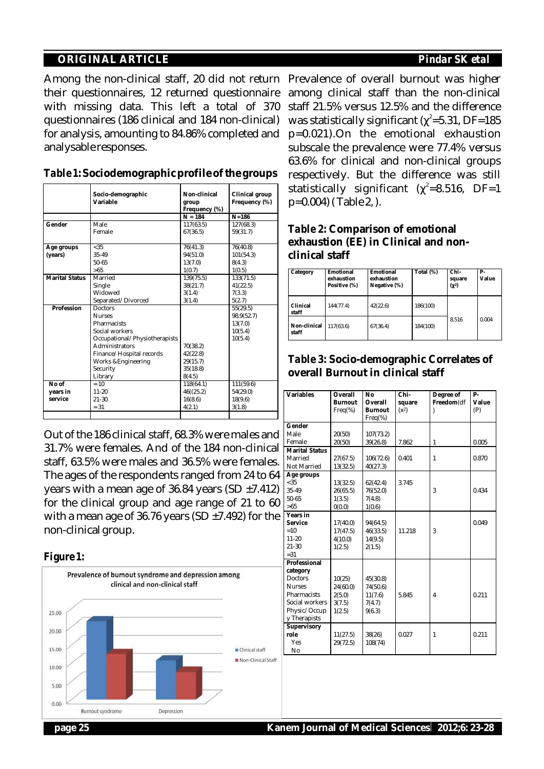Among the non-clinical staff, 20 did not return their questionnaires, 12 returned questionnaire with missing data. This left a total of 370 questionnaires (186 clinical and 184 non-clinical) for analysis, amounting to 84.86% completed and analysable responses.

**Table 1: Sociodemographic profile of the groups**

| | Socio-demographic Variable | Non-clinical group Frequency (%) | Clinical group Frequency (%) |
|---|---|---|---|
| | | N = 184 | N =186 |
| **Gender** | Male | 117(63.5) | 127(68.3) |
| | Female | 67(36.5) | 59(31.7) |
| **Age groups (years)** | <35 | 76(41.3) | 76(40.8) |
| | 35-49 | 94(51.0) | 101(54.3) |
| | 50-65 | 13(7.0) | 8(4.3) |
| | >65 | 1(0.7) | 1(0.5) |
| **Marital Status** | Married | 139(75.5) | 133(71.5) |
| | Single | 38(21.7) | 41(22.5) |
| | Widowed | 3(1.4) | 7(3.3) |
| | Separated/Divorced | 3(1.4) | 5(2.7) |
| **Profession** | Doctors | | 55(29.5) |
| | Nurses | | 98.9(52.7) |
| | Pharmacists | | 13(7.0) |
| | Social workers | | 10(5.4) |
| | Occupational/Physiotherapists | | 10(5.4) |
| | Administrators | 70(38.2) | |
| | Finance/Hospital records | 42(22.8) | |
| | Works &Engineering | 29(15.7) | |
| | Security | 35(18.8) | |
| | Library | 8(4.5) | |
| **No of years in service** | =10 | 118(64.1) | 111(59.6) |
| | 11-20 | 46((25.2) | 54(29.0) |
| | 21-30 | 16(8.6) | 18(9.6) |
| | =31 | 4(2.1) | 3(1.8) |

Out of the 186 clinical staff, 68.3% were males and 31.7% were females. And of the 184 non-clinical staff, 63.5% were males and 36.5% were females. The ages of the respondents ranged from 24 to 64 years with a mean age of 36.84 years (SD ±7.412) for the clinical group and age range of 21 to 60 with a mean age of 36.76 years (SD ±7.492) for the non-clinical group.

**Figure 1:**

Prevalence of burnout syndrome and depression among clinical and non-clinical staff

Prevalence of overall burnout was higher among clinical staff than the non-clinical staff 21.5% versus 12.5% and the difference was statistically significant ($\chi^2$=5.31, DF=185 p=0.021).On the emotional exhaustion subscale the prevalence were 77.4% versus 63.6% for clinical and non-clinical groups respectively. But the difference was still statistically significant ($\chi^2$=8.516, DF=1 p=0.004) (Table 2, ).

**Table 2: Comparison of emotional exhaustion (EE) in Clinical and non-clinical staff**

| Category | Emotional exhaustion Positive (%) | Emotional exhaustion Negative (%) | Total (%) | Chi-square ($\chi^2$) | P-Value |
|---|---|---|---|---|---|
| Clinical staff | 144(77.4) | 42(22.6) | 186(100) | 8.516 | 0.004 |
| Non-clinical staff | 117(63.6) | 67(36.4) | 184(100) | | |

**Table 3: Socio-demographic Correlates of overall Burnout in clinical staff**

| Variables | Overall Burnout Freq(%) | No Overall Burnout Freq(%) | Chi-square ($x^2$) | Degree of Freedom(df) | P-Value (P) |
|---|---|---|---|---|---|
| **Gender** | | | | | |
| Male | 20(50) | 107(73.2) | | | |
| Female | 20(50) | 39(26.8) | 7.862 | 1 | 0.005 |
| **Marital Status** | | | | | |
| Married | 27(67.5) | 106(72.6) | 0.401 | 1 | 0.870 |
| Not Married | 13(32.5) | 40(27.3) | | | |
| **Age groups** | | | | | |
| <35 | 13(32.5) | 62(42.4) | 3.745 | 3 | 0.434 |
| 35-49 | 26(65.5) | 76(52.0) | | | |
| 50-65 | 1(3.5) | 7(4.8) | | | |
| >65 | 0(0.0) | 1(0.6) | | | |
| **Years in Service** | | | | | |
| =10 | 17(40.0) | 94(64.5) | 11.218 | 3 | 0.049 |
| 11-20 | 17(47.5) | 46(33.5) | | | |
| 21-30 | 4(10.0) | 14(9.5) | | | |
| =31 | 1(2.5) | 2(1.5) | | | |
| **Professional category** | | | | | |
| Doctors | 10(25) | 45(30.8) | 5.845 | 4 | 0.211 |
| Nurses | 24(60.0) | 74(50.6) | | | |
| Pharmacists | 2(5.0) | 11(7.6) | | | |
| Social workers | 3(7.5) | 7(4.7) | | | |
| Physic/Occupationy Therapists | 1(2.5) | 9(6.3) | | | |
| **Supervisory role** | | | | | |
| Yes | 11(27.5) | 38(26) | 0.027 | 1 | 0.211 |
| No | 29(72.5) | 108(74) | | | |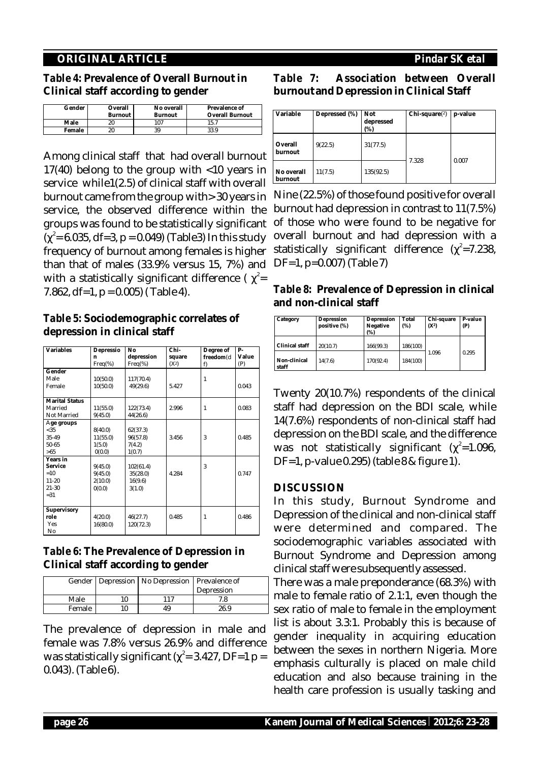**Table 4: Prevalence of Overall Burnout in Clinical staff according to gender**

| Gender | Overall Burnout | No overall Burnout | Prevalence of Overall Burnout |
|---|---|---|---|
| Male | 20 | 107 | 15.7 |
| Female | 20 | 39 | 33.9 |

Among clinical staff that had overall burnout 17(40) belong to the group with <10 years in service while1(2.5) of clinical staff with overall burnout came from the group with> 30 years in service, the observed difference within the groups was found to be statistically significant ($\chi^2$= 6.035, df=3, p = 0.049) (Table3) In this study frequency of burnout among females is higher than that of males (33.9% versus 15, 7%) and with a statistically significant difference ( $\chi^2$= 7.862, df=1, p = 0.005) ( Table 4).

**Table 5: Sociodemographic correlates of depression in clinical staff**

| Variables | Depression Freq(%) | No depression Freq(%) | Chi-square ($X^2$) | Degree of freedom(df) | P-Value (P) |
|---|---|---|---|---|---|
| **Gender** | | | | | |
| Male | 10(50.0) | 117(70.4) | | 1 | |
| Female | 10(50.0) | 49(29.6) | 5.427 | | 0.043 |
| **Marital Status** | | | | | |
| Married | 11(55.0) | 122(73.4) | 2.996 | 1 | 0.083 |
| Not Married | 9(45.0) | 44(26.6) | | | |
| **Age groups** | | | | | |
| <35 | 8(40.0) | 62(37.3) | | | |
| 35-49 | 11(55.0) | 96(57.8) | 3.456 | 3 | 0.485 |
| 50-65 | 1(5.0) | 7(4.2) | | | |
| >65 | 0(0.0) | 1(0.7) | | | |
| **Years in Service** | | | | | |
| =10 | 9(45.0) | 102(61.4) | | 3 | |
| 11-20 | 9(45.0) | 35(28.0) | 4.284 | | 0.747 |
| 21-30 | 2(10.0) | 16(9.6) | | | |
| =31 | 0(0.0) | 3(1.0) | | | |
| **Supervisory role** | | | | | |
| Yes | 4(20.0) | 46(27.7) | 0.485 | 1 | 0.486 |
| No | 16(80.0) | 120(72.3) | | | |

**Table 6: The Prevalence of Depression in Clinical staff according to gender**

| Gender | Depression | No Depression | Prevalence of Depression |
|---|---|---|---|
| Male | 10 | 117 | 7.8 |
| Female | 10 | 49 | 26.9 |

The prevalence of depression in male and female was 7.8% versus 26.9% and difference was statistically significant ($\chi^2$= 3.427, DF=1 p = 0.043). (Table 6).

**Table 7: Association between Overall burnout and Depression in Clinical Staff**

| Variable | Depressed (%) | Not depressed (%) | Chi-square($\chi^2$) | p-value |
|---|---|---|---|---|
| Overall burnout | 9(22.5) | 31(77.5) | 7.328 | 0.007 |
| No overall burnout | 11(7.5) | 135(92.5) | | |

Nine (22.5%) of those found positive for overall burnout had depression in contrast to 11(7.5%) of those who were found to be negative for overall burnout and had depression with a statistically significant difference ($\chi^2$=7.238, DF=1, p=0.007) (Table 7)

**Table 8: Prevalence of Depression in clinical and non-clinical staff**

| Category | Depression positive (%) | Depression Negative (%) | Total (%) | Chi-square ($X^2$) | P-value (P) |
|---|---|---|---|---|---|
| Clinical staff | 20(10.7) | 166(99.3) | 186(100) | 1.096 | 0.295 |
| Non-clinical staff | 14(7.6) | 170(92.4) | 184(100) | | |

Twenty 20(10.7%) respondents of the clinical staff had depression on the BDI scale, while 14(7.6%) respondents of non-clinical staff had depression on the BDI scale, and the difference was not statistically significant ($\chi^2$=1.096, DF=1, p-value 0.295) (table 8 & figure 1).

## DISCUSSION

In this study, Burnout Syndrome and Depression of the clinical and non-clinical staff were determined and compared. The sociodemographic variables associated with Burnout Syndrome and Depression among clinical staff were subsequently assessed.

There was a male preponderance (68.3%) with male to female ratio of 2.1:1, even though the sex ratio of male to female in the employment list is about 3.3:1. Probably this is because of gender inequality in acquiring education between the sexes in northern Nigeria. More emphasis culturally is placed on male child education and also because training in the health care profession is usually tasking and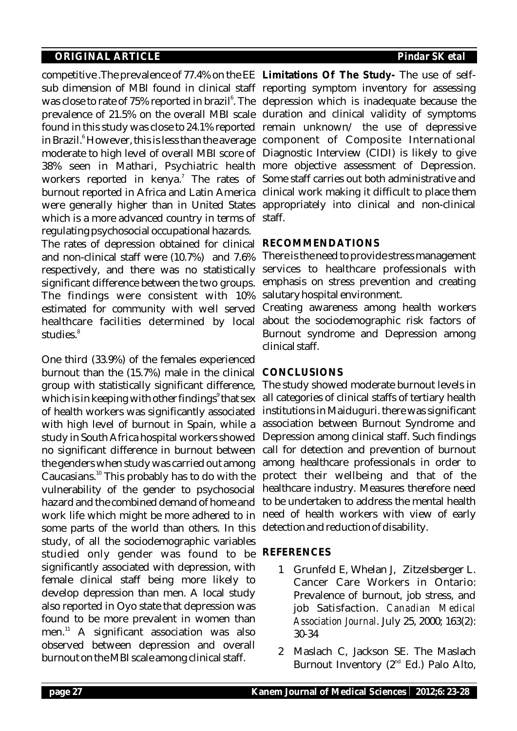competitive .The prevalence of 77.4% on the EE sub dimension of MBI found in clinical staff was close to rate of 75% reported in brazil[6]. The prevalence of 21.5% on the overall MBI scale found in this study was close to 24.1% reported in Brazil.[6] However, this is less than the average moderate to high level of overall MBI score of 38% seen in Mathari, Psychiatric health workers reported in kenya.[7] The rates of burnout reported in Africa and Latin America were generally higher than in United States which is a more advanced country in terms of regulating psychosocial occupational hazards.

The rates of depression obtained for clinical and non-clinical staff were (10.7%) and 7.6% respectively, and there was no statistically significant difference between the two groups. The findings were consistent with 10% estimated for community with well served healthcare facilities determined by local studies.[8]

One third (33.9%) of the females experienced burnout than the (15.7%) male in the clinical group with statistically significant difference, which is in keeping with other findings[9] that sex of health workers was significantly associated with high level of burnout in Spain, while a study in South Africa hospital workers showed no significant difference in burnout between the genders when study was carried out among Caucasians.[10] This probably has to do with the vulnerability of the gender to psychosocial hazard and the combined demand of home and work life which might be more adhered to in some parts of the world than others. In this study, of all the sociodemographic variables studied only gender was found to be significantly associated with depression, with female clinical staff being more likely to develop depression than men. A local study also reported in Oyo state that depression was found to be more prevalent in women than men.[11] A significant association was also observed between depression and overall burnout on the MBI scale among clinical staff.

**Limitations Of The Study-** The use of self-reporting symptom inventory for assessing depression which is inadequate because the duration and clinical validity of symptoms remain unknown/ the use of depressive component of Composite International Diagnostic Interview (CIDI) is likely to give more objective assessment of Depression. Some staff carries out both administrative and clinical work making it difficult to place them appropriately into clinical and non-clinical staff.

## RECOMMENDATIONS

There is the need to provide stress management services to healthcare professionals with emphasis on stress prevention and creating salutary hospital environment.

Creating awareness among health workers about the sociodemographic risk factors of Burnout syndrome and Depression among clinical staff.

## CONCLUSIONS

The study showed moderate burnout levels in all categories of clinical staffs of tertiary health institutions in Maiduguri. there was significant association between Burnout Syndrome and Depression among clinical staff. Such findings call for detection and prevention of burnout among healthcare professionals in order to protect their wellbeing and that of the healthcare industry. Measures therefore need to be undertaken to address the mental health need of health workers with view of early detection and reduction of disability.

## REFERENCES

1. Grunfeld E, Whelan J, Zitzelsberger L. Cancer Care Workers in Ontario: Prevalence of burnout, job stress, and job Satisfaction. *Canadian Medical Association Journal*. July 25, 2000; 163(2): 30-34
2. Maslach C, Jackson SE. The Maslach Burnout Inventory (2nd Ed.) Palo Alto,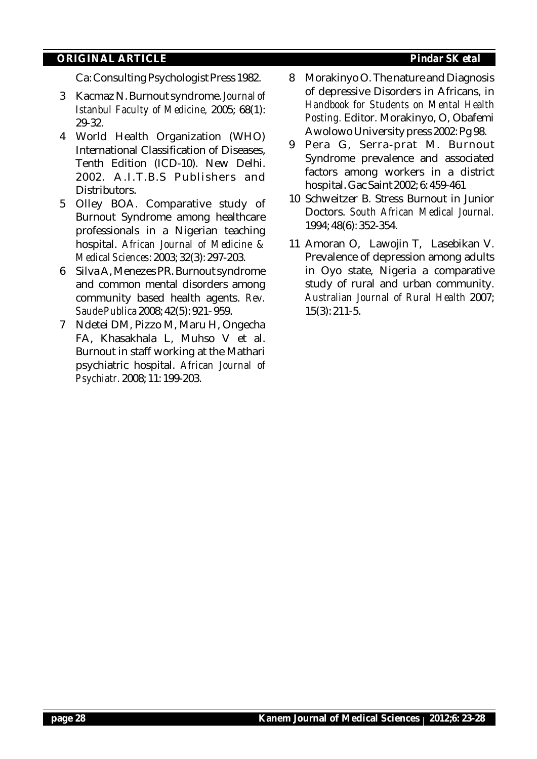Ca: Consulting Psychologist Press 1982.

3. Kacmaz N. Burnout syndrome. *Journal of Istanbul Faculty of Medicine,* 2005; 68(1): 29-32.
4. World Health Organization (WHO) International Classification of Diseases, Tenth Edition (ICD-10). New Delhi. 2002. A.I.T.B.S Publishers and Distributors.
5. Olley BOA. Comparative study of Burnout Syndrome among healthcare professionals in a Nigerian teaching hospital. *African Journal of Medicine & Medical Sciences*: 2003; 32(3): 297-203.
6. Silva A, Menezes PR. Burnout syndrome and common mental disorders among community based health agents. *Rev. Saude Publica* 2008; 42(5): 921- 959.
7. Ndetei DM, Pizzo M, Maru H, Ongecha FA, Khasakhala L, Muhso V et al. Burnout in staff working at the Mathari psychiatric hospital. *African Journal of Psychiatr.* 2008; 11: 199-203.
8. Morakinyo O. The nature and Diagnosis of depressive Disorders in Africans, in *Handbook for Students on Mental Health Posting.* Editor. Morakinyo, O, Obafemi Awolowo University press 2002: Pg 98.
9. Pera G, Serra-prat M. Burnout Syndrome prevalence and associated factors among workers in a district hospital. Gac Saint 2002; 6: 459-461
10. Schweitzer B. Stress Burnout in Junior Doctors. *South African Medical Journal.* 1994; 48(6): 352-354.
11. Amoran O, Lawojin T, Lasebikan V. Prevalence of depression among adults in Oyo state, Nigeria a comparative study of rural and urban community. *Australian Journal of Rural Health* 2007; 15(3): 211-5.